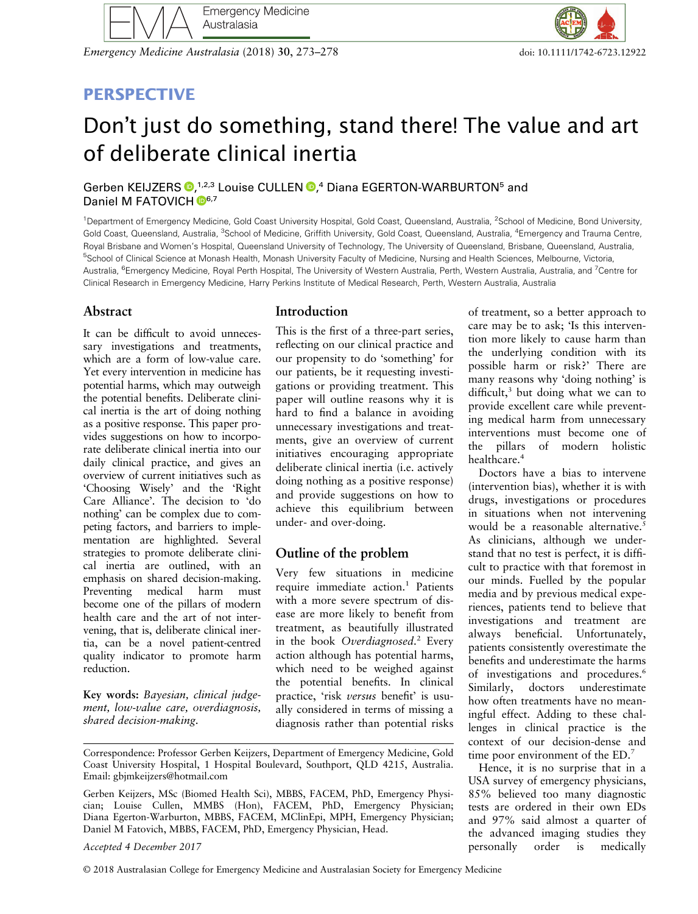# PERSPECTIVE

# Don't just do something, stand there! The value and art of deliberate clinical inertia

Gerben KEIJZERS,[1,2,3] Louise CULLEN,[4] Diana EGERTON-WARBURTON[5] and Daniel M FATOVICH[6,7]

[1]Department of Emergency Medicine, Gold Coast University Hospital, Gold Coast, Queensland, Australia, [2]School of Medicine, Bond University, Gold Coast, Queensland, Australia, [3]School of Medicine, Griffith University, Gold Coast, Queensland, Australia, [4]Emergency and Trauma Centre, Royal Brisbane and Women's Hospital, Queensland University of Technology, The University of Queensland, Brisbane, Queensland, Australia, [5]School of Clinical Science at Monash Health, Monash University Faculty of Medicine, Nursing and Health Sciences, Melbourne, Victoria, Australia, [6]Emergency Medicine, Royal Perth Hospital, The University of Western Australia, Perth, Western Australia, Australia, and [7]Centre for Clinical Research in Emergency Medicine, Harry Perkins Institute of Medical Research, Perth, Western Australia, Australia

## Abstract

It can be difficult to avoid unnecessary investigations and treatments, which are a form of low-value care. Yet every intervention in medicine has potential harms, which may outweigh the potential benefits. Deliberate clinical inertia is the art of doing nothing as a positive response. This paper provides suggestions on how to incorporate deliberate clinical inertia into our daily clinical practice, and gives an overview of current initiatives such as 'Choosing Wisely' and the 'Right Care Alliance'. The decision to 'do nothing' can be complex due to competing factors, and barriers to implementation are highlighted. Several strategies to promote deliberate clinical inertia are outlined, with an emphasis on shared decision-making. Preventing medical harm must become one of the pillars of modern health care and the art of not intervening, that is, deliberate clinical inertia, can be a novel patient-centred quality indicator to promote harm reduction.

**Key words:** *Bayesian, clinical judgement, low-value care, overdiagnosis, shared decision-making.*

## Introduction

This is the first of a three-part series, reflecting on our clinical practice and our propensity to do 'something' for our patients, be it requesting investigations or providing treatment. This paper will outline reasons why it is hard to find a balance in avoiding unnecessary investigations and treatments, give an overview of current initiatives encouraging appropriate deliberate clinical inertia (i.e. actively doing nothing as a positive response) and provide suggestions on how to achieve this equilibrium between under- and over-doing.

## Outline of the problem

Very few situations in medicine require immediate action.[1] Patients with a more severe spectrum of disease are more likely to benefit from treatment, as beautifully illustrated in the book *Overdiagnosed*.[2] Every action although has potential harms, which need to be weighed against the potential benefits. In clinical practice, 'risk *versus* benefit' is usually considered in terms of missing a diagnosis rather than potential risks of treatment, so a better approach to care may be to ask; 'Is this intervention more likely to cause harm than the underlying condition with its possible harm or risk?' There are many reasons why 'doing nothing' is difficult,[3] but doing what we can to provide excellent care while preventing medical harm from unnecessary interventions must become one of the pillars of modern holistic healthcare.[4]

Doctors have a bias to intervene (intervention bias), whether it is with drugs, investigations or procedures in situations when not intervening would be a reasonable alternative.[5] As clinicians, although we understand that no test is perfect, it is difficult to practice with that foremost in our minds. Fuelled by the popular media and by previous medical experiences, patients tend to believe that investigations and treatment are always beneficial. Unfortunately, patients consistently overestimate the benefits and underestimate the harms of investigations and procedures.[6] Similarly, doctors underestimate how often treatments have no meaningful effect. Adding to these challenges in clinical practice is the context of our decision-dense and time poor environment of the ED.[7]

Hence, it is no surprise that in a USA survey of emergency physicians, 85% believed too many diagnostic tests are ordered in their own EDs and 97% said almost a quarter of the advanced imaging studies they personally order is medically

---

Correspondence: Professor Gerben Keijzers, Department of Emergency Medicine, Gold Coast University Hospital, 1 Hospital Boulevard, Southport, QLD 4215, Australia. Email: gbjmkeijzers@hotmail.com

Gerben Keijzers, MSc (Biomed Health Sci), MBBS, FACEM, PhD, Emergency Physician; Louise Cullen, MMBS (Hon), FACEM, PhD, Emergency Physician; Diana Egerton-Warburton, MBBS, FACEM, MClinEpi, MPH, Emergency Physician; Daniel M Fatovich, MBBS, FACEM, PhD, Emergency Physician, Head.

*Accepted 4 December 2017*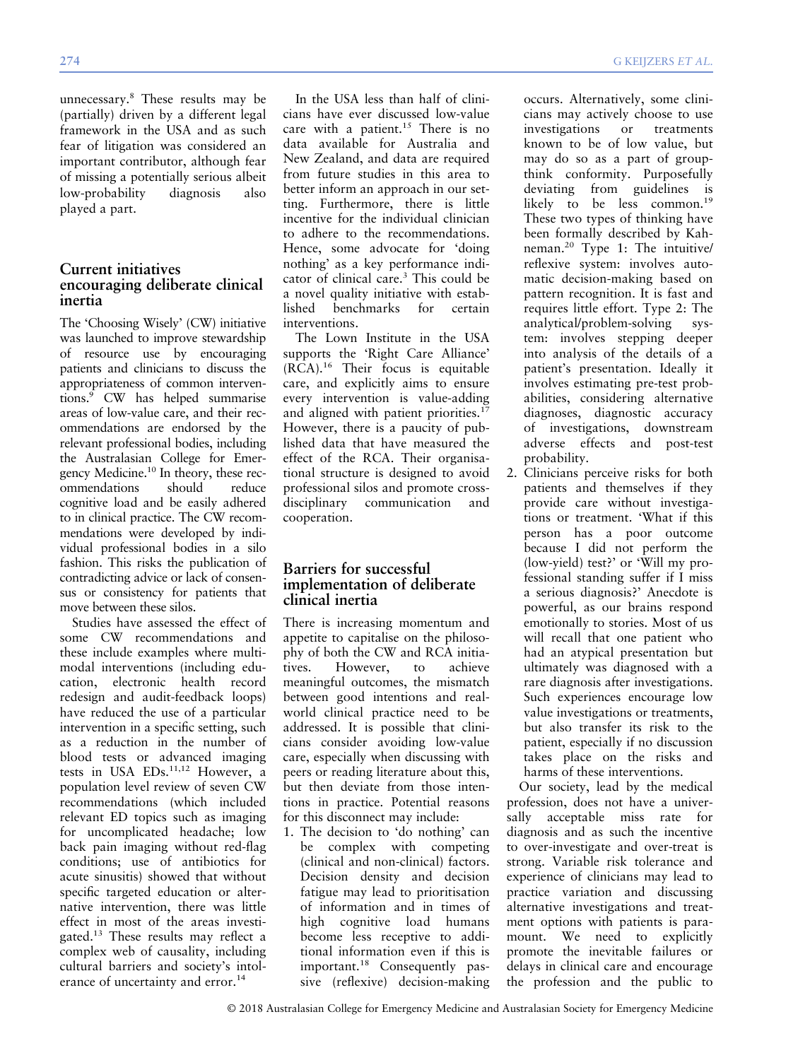unnecessary.[8] These results may be (partially) driven by a different legal framework in the USA and as such fear of litigation was considered an important contributor, although fear of missing a potentially serious albeit low-probability diagnosis also played a part.

## Current initiatives encouraging deliberate clinical inertia

The 'Choosing Wisely' (CW) initiative was launched to improve stewardship of resource use by encouraging patients and clinicians to discuss the appropriateness of common interventions.[9] CW has helped summarise areas of low-value care, and their recommendations are endorsed by the relevant professional bodies, including the Australasian College for Emergency Medicine.[10] In theory, these recommendations should reduce cognitive load and be easily adhered to in clinical practice. The CW recommendations were developed by individual professional bodies in a silo fashion. This risks the publication of contradicting advice or lack of consensus or consistency for patients that move between these silos.

Studies have assessed the effect of some CW recommendations and these include examples where multimodal interventions (including education, electronic health record redesign and audit-feedback loops) have reduced the use of a particular intervention in a specific setting, such as a reduction in the number of blood tests or advanced imaging tests in USA EDs.[11,12] However, a population level review of seven CW recommendations (which included relevant ED topics such as imaging for uncomplicated headache; low back pain imaging without red-flag conditions; use of antibiotics for acute sinusitis) showed that without specific targeted education or alternative intervention, there was little effect in most of the areas investigated.[13] These results may reflect a complex web of causality, including cultural barriers and society's intolerance of uncertainty and error.[14]

In the USA less than half of clinicians have ever discussed low-value care with a patient.[15] There is no data available for Australia and New Zealand, and data are required from future studies in this area to better inform an approach in our setting. Furthermore, there is little incentive for the individual clinician to adhere to the recommendations. Hence, some advocate for 'doing nothing' as a key performance indicator of clinical care.[3] This could be a novel quality initiative with established benchmarks for certain interventions.

The Lown Institute in the USA supports the 'Right Care Alliance' (RCA).[16] Their focus is equitable care, and explicitly aims to ensure every intervention is value-adding and aligned with patient priorities.[17] However, there is a paucity of published data that have measured the effect of the RCA. Their organisational structure is designed to avoid professional silos and promote cross-disciplinary communication and cooperation.

## Barriers for successful implementation of deliberate clinical inertia

There is increasing momentum and appetite to capitalise on the philosophy of both the CW and RCA initiatives. However, to achieve meaningful outcomes, the mismatch between good intentions and real-world clinical practice need to be addressed. It is possible that clinicians consider avoiding low-value care, especially when discussing with peers or reading literature about this, but then deviate from those intentions in practice. Potential reasons for this disconnect may include:

1. The decision to 'do nothing' can be complex with competing (clinical and non-clinical) factors. Decision density and decision fatigue may lead to prioritisation of information and in times of high cognitive load humans become less receptive to additional information even if this is important.[18] Consequently passive (reflexive) decision-making occurs. Alternatively, some clinicians may actively choose to use investigations or treatments known to be of low value, but may do so as a part of group-think conformity. Purposefully deviating from guidelines is likely to be less common.[19] These two types of thinking have been formally described by Kahneman.[20] Type 1: The intuitive/reflexive system: involves automatic decision-making based on pattern recognition. It is fast and requires little effort. Type 2: The analytical/problem-solving system: involves stepping deeper into analysis of the details of a patient's presentation. Ideally it involves estimating pre-test probabilities, considering alternative diagnoses, diagnostic accuracy of investigations, downstream adverse effects and post-test probability.
2. Clinicians perceive risks for both patients and themselves if they provide care without investigations or treatment. 'What if this person has a poor outcome because I did not perform the (low-yield) test?' or 'Will my professional standing suffer if I miss a serious diagnosis?' Anecdote is powerful, as our brains respond emotionally to stories. Most of us will recall that one patient who had an atypical presentation but ultimately was diagnosed with a rare diagnosis after investigations. Such experiences encourage low value investigations or treatments, but also transfer its risk to the patient, especially if no discussion takes place on the risks and harms of these interventions.

Our society, lead by the medical profession, does not have a universally acceptable miss rate for diagnosis and as such the incentive to over-investigate and over-treat is strong. Variable risk tolerance and experience of clinicians may lead to practice variation and discussing alternative investigations and treatment options with patients is paramount. We need to explicitly promote the inevitable failures or delays in clinical care and encourage the profession and the public to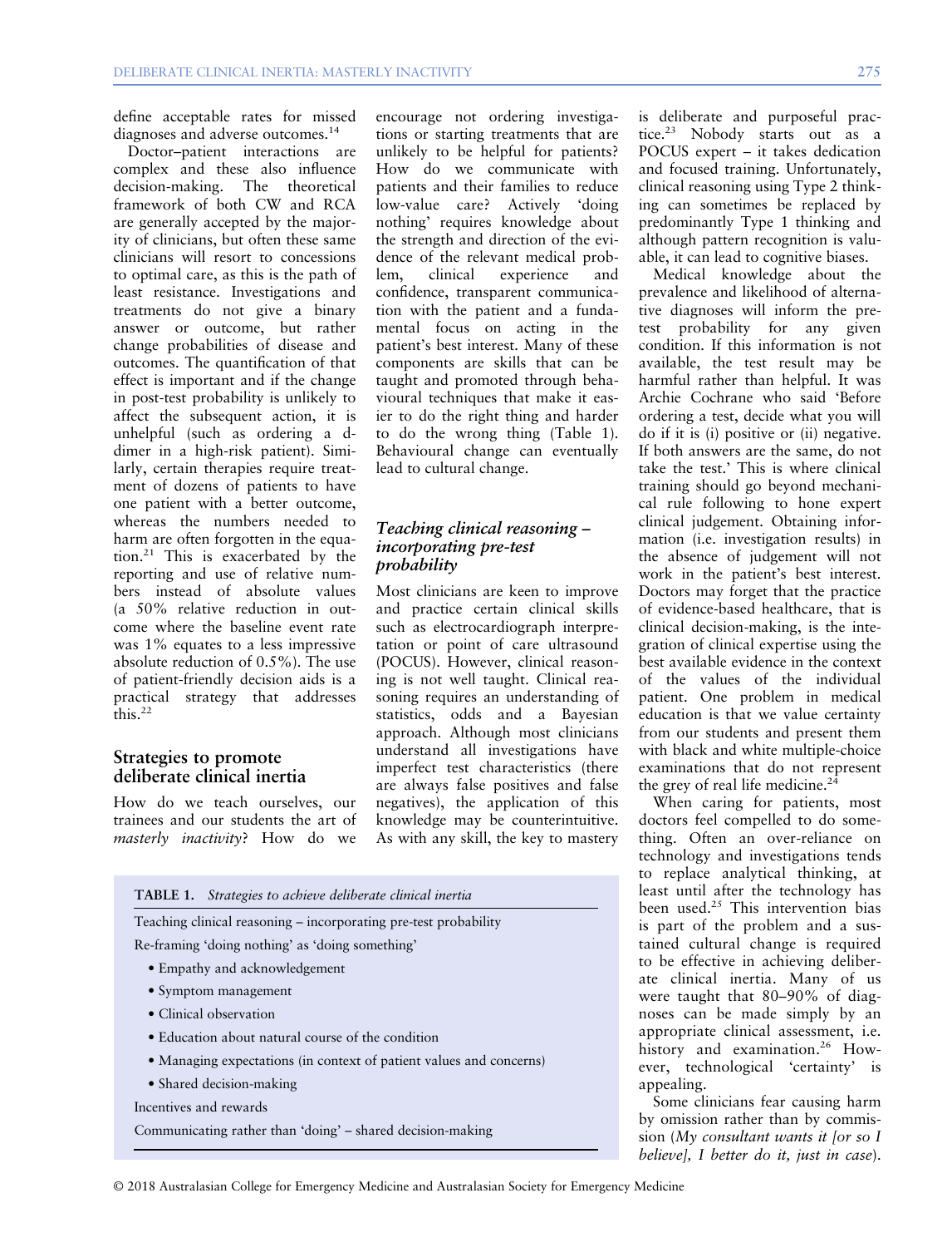define acceptable rates for missed diagnoses and adverse outcomes.[14]

Doctor–patient interactions are complex and these also influence decision-making. The theoretical framework of both CW and RCA are generally accepted by the majority of clinicians, but often these same clinicians will resort to concessions to optimal care, as this is the path of least resistance. Investigations and treatments do not give a binary answer or outcome, but rather change probabilities of disease and outcomes. The quantification of that effect is important and if the change in post-test probability is unlikely to affect the subsequent action, it is unhelpful (such as ordering a d-dimer in a high-risk patient). Similarly, certain therapies require treatment of dozens of patients to have one patient with a better outcome, whereas the numbers needed to harm are often forgotten in the equation.[21] This is exacerbated by the reporting and use of relative numbers instead of absolute values (a 50% relative reduction in outcome where the baseline event rate was 1% equates to a less impressive absolute reduction of 0.5%). The use of patient-friendly decision aids is a practical strategy that addresses this.[22]

## Strategies to promote deliberate clinical inertia

How do we teach ourselves, our trainees and our students the art of *masterly inactivity*? How do we encourage not ordering investigations or starting treatments that are unlikely to be helpful for patients? How do we communicate with patients and their families to reduce low-value care? Actively 'doing nothing' requires knowledge about the strength and direction of the evidence of the relevant medical problem, clinical experience and confidence, transparent communication with the patient and a fundamental focus on acting in the patient's best interest. Many of these components are skills that can be taught and promoted through behavioural techniques that make it easier to do the right thing and harder to do the wrong thing (Table 1). Behavioural change can eventually lead to cultural change.

**TABLE 1.** *Strategies to achieve deliberate clinical inertia*

Teaching clinical reasoning – incorporating pre-test probability

Re-framing 'doing nothing' as 'doing something'

- Empathy and acknowledgement
- Symptom management
- Clinical observation
- Education about natural course of the condition
- Managing expectations (in context of patient values and concerns)
- Shared decision-making

Incentives and rewards

Communicating rather than 'doing' – shared decision-making

### *Teaching clinical reasoning – incorporating pre-test probability*

Most clinicians are keen to improve and practice certain clinical skills such as electrocardiograph interpretation or point of care ultrasound (POCUS). However, clinical reasoning is not well taught. Clinical reasoning requires an understanding of statistics, odds and a Bayesian approach. Although most clinicians understand all investigations have imperfect test characteristics (there are always false positives and false negatives), the application of this knowledge may be counterintuitive. As with any skill, the key to mastery is deliberate and purposeful practice.[23] Nobody starts out as a POCUS expert – it takes dedication and focused training. Unfortunately, clinical reasoning using Type 2 thinking can sometimes be replaced by predominantly Type 1 thinking and although pattern recognition is valuable, it can lead to cognitive biases.

Medical knowledge about the prevalence and likelihood of alternative diagnoses will inform the pre-test probability for any given condition. If this information is not available, the test result may be harmful rather than helpful. It was Archie Cochrane who said 'Before ordering a test, decide what you will do if it is (i) positive or (ii) negative. If both answers are the same, do not take the test.' This is where clinical training should go beyond mechanical rule following to hone expert clinical judgement. Obtaining information (i.e. investigation results) in the absence of judgement will not work in the patient's best interest. Doctors may forget that the practice of evidence-based healthcare, that is clinical decision-making, is the integration of clinical expertise using the best available evidence in the context of the values of the individual patient. One problem in medical education is that we value certainty from our students and present them with black and white multiple-choice examinations that do not represent the grey of real life medicine.[24]

When caring for patients, most doctors feel compelled to do something. Often an over-reliance on technology and investigations tends to replace analytical thinking, at least until after the technology has been used.[25] This intervention bias is part of the problem and a sustained cultural change is required to be effective in achieving deliberate clinical inertia. Many of us were taught that 80–90% of diagnoses can be made simply by an appropriate clinical assessment, i.e. history and examination.[26] However, technological 'certainty' is appealing.

Some clinicians fear causing harm by omission rather than by commission (*My consultant wants it [or so I believe], I better do it, just in case*).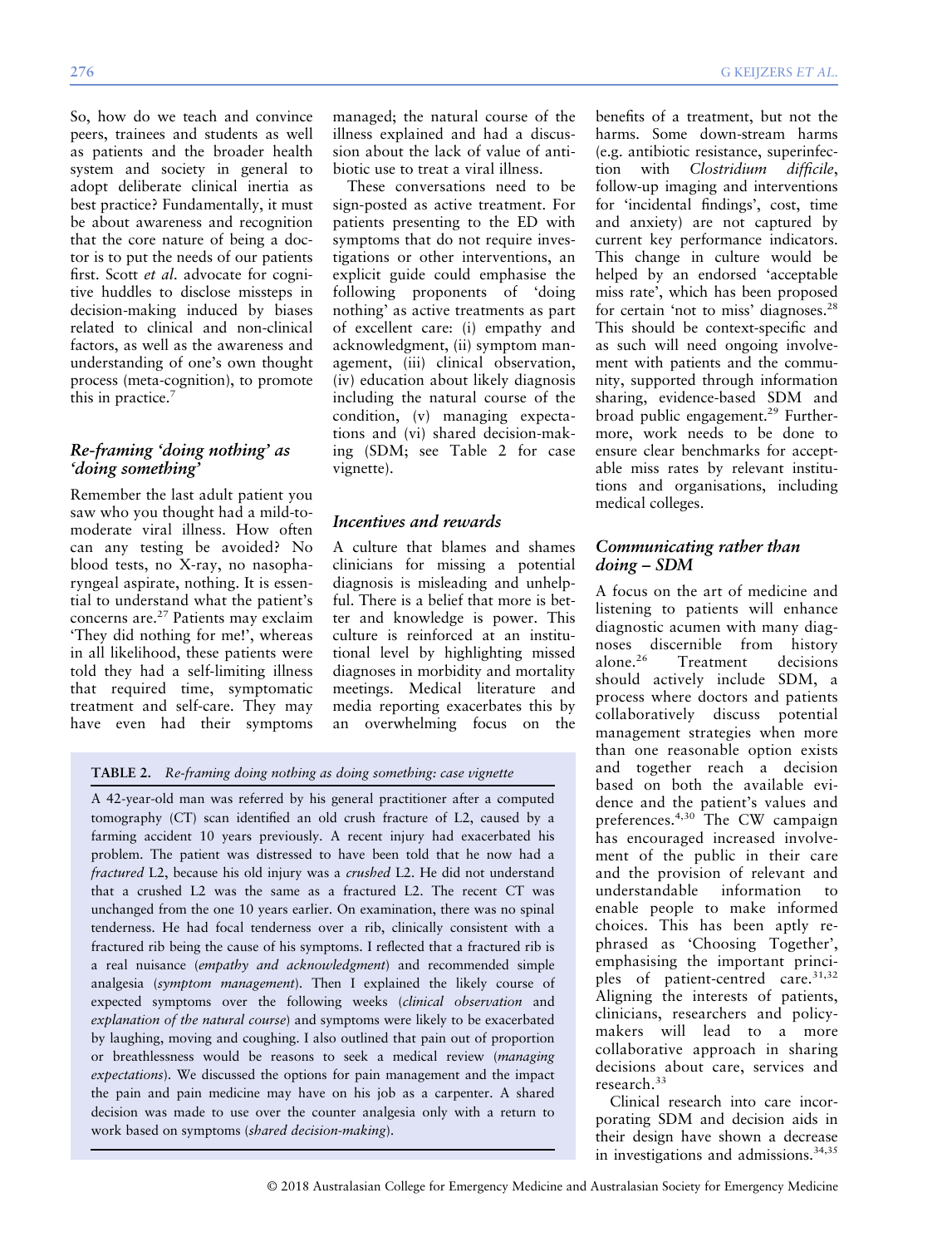So, how do we teach and convince peers, trainees and students as well as patients and the broader health system and society in general to adopt deliberate clinical inertia as best practice? Fundamentally, it must be about awareness and recognition that the core nature of being a doctor is to put the needs of our patients first. Scott *et al*. advocate for cognitive huddles to disclose missteps in decision-making induced by biases related to clinical and non-clinical factors, as well as the awareness and understanding of one's own thought process (meta-cognition), to promote this in practice.[7]

### *Re-framing 'doing nothing' as 'doing something'*

Remember the last adult patient you saw who you thought had a mild-to-moderate viral illness. How often can any testing be avoided? No blood tests, no X-ray, no nasopharyngeal aspirate, nothing. It is essential to understand what the patient's concerns are.[27] Patients may exclaim 'They did nothing for me!', whereas in all likelihood, these patients were told they had a self-limiting illness that required time, symptomatic treatment and self-care. They may have even had their symptoms managed; the natural course of the illness explained and had a discussion about the lack of value of antibiotic use to treat a viral illness.

These conversations need to be sign-posted as active treatment. For patients presenting to the ED with symptoms that do not require investigations or other interventions, an explicit guide could emphasise the following proponents of 'doing nothing' as active treatments as part of excellent care: (i) empathy and acknowledgment, (ii) symptom management, (iii) clinical observation, (iv) education about likely diagnosis including the natural course of the condition, (v) managing expectations and (vi) shared decision-making (SDM; see Table 2 for case vignette).

**TABLE 2.** *Re-framing doing nothing as doing something: case vignette*

A 42-year-old man was referred by his general practitioner after a computed tomography (CT) scan identified an old crush fracture of L2, caused by a farming accident 10 years previously. A recent injury had exacerbated his problem. The patient was distressed to have been told that he now had a *fractured* L2, because his old injury was a *crushed* L2. He did not understand that a crushed L2 was the same as a fractured L2. The recent CT was unchanged from the one 10 years earlier. On examination, there was no spinal tenderness. He had focal tenderness over a rib, clinically consistent with a fractured rib being the cause of his symptoms. I reflected that a fractured rib is a real nuisance (*empathy and acknowledgment*) and recommended simple analgesia (*symptom management*). Then I explained the likely course of expected symptoms over the following weeks (*clinical observation* and *explanation of the natural course*) and symptoms were likely to be exacerbated by laughing, moving and coughing. I also outlined that pain out of proportion or breathlessness would be reasons to seek a medical review (*managing expectations*). We discussed the options for pain management and the impact the pain and pain medicine may have on his job as a carpenter. A shared decision was made to use over the counter analgesia only with a return to work based on symptoms (*shared decision-making*).

### *Incentives and rewards*

A culture that blames and shames clinicians for missing a potential diagnosis is misleading and unhelpful. There is a belief that more is better and knowledge is power. This culture is reinforced at an institutional level by highlighting missed diagnoses in morbidity and mortality meetings. Medical literature and media reporting exacerbates this by an overwhelming focus on the benefits of a treatment, but not the harms. Some down-stream harms (e.g. antibiotic resistance, superinfection with *Clostridium difficile*, follow-up imaging and interventions for 'incidental findings', cost, time and anxiety) are not captured by current key performance indicators. This change in culture would be helped by an endorsed 'acceptable miss rate', which has been proposed for certain 'not to miss' diagnoses.[28] This should be context-specific and as such will need ongoing involvement with patients and the community, supported through information sharing, evidence-based SDM and broad public engagement.[29] Furthermore, work needs to be done to ensure clear benchmarks for acceptable miss rates by relevant institutions and organisations, including medical colleges.

### *Communicating rather than doing – SDM*

A focus on the art of medicine and listening to patients will enhance diagnostic acumen with many diagnoses discernible from history alone.[26] Treatment decisions should actively include SDM, a process where doctors and patients collaboratively discuss potential management strategies when more than one reasonable option exists and together reach a decision based on both the available evidence and the patient's values and preferences.[4,30] The CW campaign has encouraged increased involvement of the public in their care and the provision of relevant and understandable information to enable people to make informed choices. This has been aptly rephrased as 'Choosing Together', emphasising the important principles of patient-centred care.[31,32] Aligning the interests of patients, clinicians, researchers and policymakers will lead to a more collaborative approach in sharing decisions about care, services and research.[33]

Clinical research into care incorporating SDM and decision aids in their design have shown a decrease in investigations and admissions.[34,35]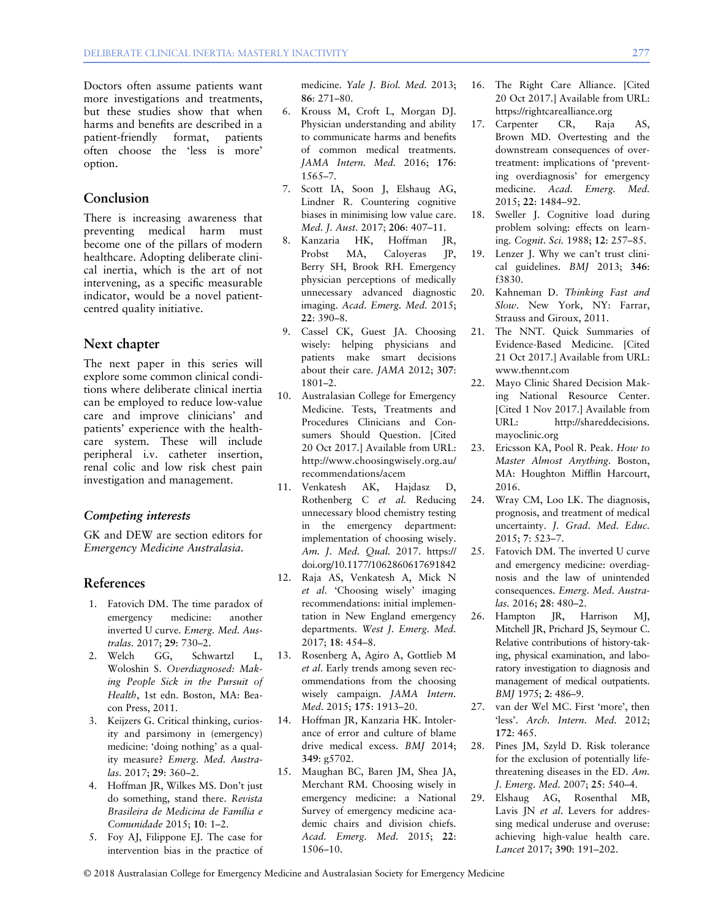Doctors often assume patients want more investigations and treatments, but these studies show that when harms and benefits are described in a patient-friendly format, patients often choose the 'less is more' option.

## Conclusion

There is increasing awareness that preventing medical harm must become one of the pillars of modern healthcare. Adopting deliberate clinical inertia, which is the art of not intervening, as a specific measurable indicator, would be a novel patient-centred quality initiative.

## Next chapter

The next paper in this series will explore some common clinical conditions where deliberate clinical inertia can be employed to reduce low-value care and improve clinicians' and patients' experience with the healthcare system. These will include peripheral i.v. catheter insertion, renal colic and low risk chest pain investigation and management.

### *Competing interests*

GK and DEW are section editors for *Emergency Medicine Australasia*.

## References

1. Fatovich DM. The time paradox of emergency medicine: another inverted U curve. *Emerg. Med. Australas.* 2017; **29**: 730–2.
2. Welch GG, Schwartzl L, Woloshin S. *Overdiagnosed: Making People Sick in the Pursuit of Health*, 1st edn. Boston, MA: Beacon Press, 2011.
3. Keijzers G. Critical thinking, curiosity and parsimony in (emergency) medicine: 'doing nothing' as a quality measure? *Emerg. Med. Australas.* 2017; **29**: 360–2.
4. Hoffman JR, Wilkes MS. Don't just do something, stand there. *Revista Brasileira de Medicina de Família e Comunidade* 2015; **10**: 1–2.
5. Foy AJ, Filippone EJ. The case for intervention bias in the practice of medicine. *Yale J. Biol. Med.* 2013; **86**: 271–80.
6. Krouss M, Croft L, Morgan DJ. Physician understanding and ability to communicate harms and benefits of common medical treatments. *JAMA Intern. Med.* 2016; **176**: 1565–7.
7. Scott IA, Soon J, Elshaug AG, Lindner R. Countering cognitive biases in minimising low value care. *Med. J. Aust.* 2017; **206**: 407–11.
8. Kanzaria HK, Hoffman JR, Probst MA, Caloyeras JP, Berry SH, Brook RH. Emergency physician perceptions of medically unnecessary advanced diagnostic imaging. *Acad. Emerg. Med.* 2015; **22**: 390–8.
9. Cassel CK, Guest JA. Choosing wisely: helping physicians and patients make smart decisions about their care. *JAMA* 2012; **307**: 1801–2.
10. Australasian College for Emergency Medicine. Tests, Treatments and Procedures Clinicians and Consumers Should Question. [Cited 20 Oct 2017.] Available from URL: http://www.choosingwisely.org.au/recommendations/acem
11. Venkatesh AK, Hajdasz D, Rothenberg C *et al.* Reducing unnecessary blood chemistry testing in the emergency department: implementation of choosing wisely. *Am. J. Med. Qual.* 2017. https://doi.org/10.1177/1062860617691842
12. Raja AS, Venkatesh A, Mick N *et al.* 'Choosing wisely' imaging recommendations: initial implementation in New England emergency departments. *West J. Emerg. Med.* 2017; **18**: 454–8.
13. Rosenberg A, Agiro A, Gottlieb M *et al.* Early trends among seven recommendations from the choosing wisely campaign. *JAMA Intern. Med.* 2015; **175**: 1913–20.
14. Hoffman JR, Kanzaria HK. Intolerance of error and culture of blame drive medical excess. *BMJ* 2014; **349**: g5702.
15. Maughan BC, Baren JM, Shea JA, Merchant RM. Choosing wisely in emergency medicine: a National Survey of emergency medicine academic chairs and division chiefs. *Acad. Emerg. Med.* 2015; **22**: 1506–10.
16. The Right Care Alliance. [Cited 20 Oct 2017.] Available from URL: https://rightcarealliance.org
17. Carpenter CR, Raja AS, Brown MD. Overtesting and the downstream consequences of overtreatment: implications of 'preventing overdiagnosis' for emergency medicine. *Acad. Emerg. Med.* 2015; **22**: 1484–92.
18. Sweller J. Cognitive load during problem solving: effects on learning. *Cognit. Sci.* 1988; **12**: 257–85.
19. Lenzer J. Why we can't trust clinical guidelines. *BMJ* 2013; **346**: f3830.
20. Kahneman D. *Thinking Fast and Slow*. New York, NY: Farrar, Strauss and Giroux, 2011.
21. The NNT. Quick Summaries of Evidence-Based Medicine. [Cited 21 Oct 2017.] Available from URL: www.thennt.com
22. Mayo Clinic Shared Decision Making National Resource Center. [Cited 1 Nov 2017.] Available from URL: http://shareddecisions.mayoclinic.org
23. Ericsson KA, Pool R. Peak. *How to Master Almost Anything*. Boston, MA: Houghton Mifflin Harcourt, 2016.
24. Wray CM, Loo LK. The diagnosis, prognosis, and treatment of medical uncertainty. *J. Grad. Med. Educ.* 2015; **7**: 523–7.
25. Fatovich DM. The inverted U curve and emergency medicine: overdiagnosis and the law of unintended consequences. *Emerg. Med. Australas.* 2016; **28**: 480–2.
26. Hampton JR, Harrison MJ, Mitchell JR, Prichard JS, Seymour C. Relative contributions of history-taking, physical examination, and laboratory investigation to diagnosis and management of medical outpatients. *BMJ* 1975; **2**: 486–9.
27. van der Wel MC. First 'more', then 'less'. *Arch. Intern. Med.* 2012; **172**: 465.
28. Pines JM, Szyld D. Risk tolerance for the exclusion of potentially life-threatening diseases in the ED. *Am. J. Emerg. Med.* 2007; **25**: 540–4.
29. Elshaug AG, Rosenthal MB, Lavis JN *et al.* Levers for addressing medical underuse and overuse: achieving high-value health care. *Lancet* 2017; **390**: 191–202.

© 2018 Australasian College for Emergency Medicine and Australasian Society for Emergency Medicine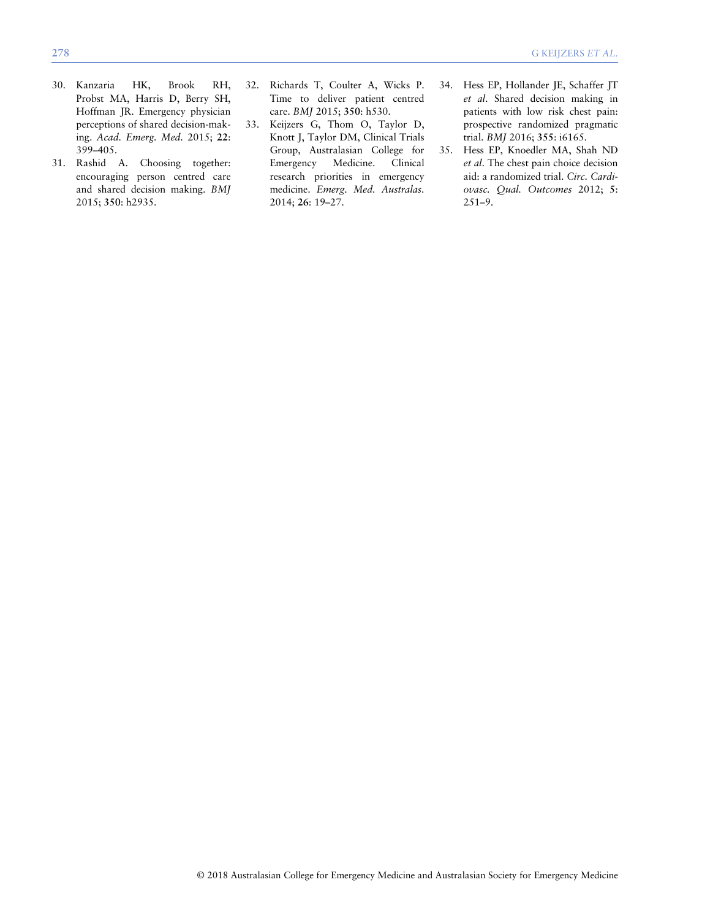30. Kanzaria HK, Brook RH, Probst MA, Harris D, Berry SH, Hoffman JR. Emergency physician perceptions of shared decision-making. *Acad. Emerg. Med.* 2015; **22**: 399–405.
31. Rashid A. Choosing together: encouraging person centred care and shared decision making. *BMJ* 2015; **350**: h2935.
32. Richards T, Coulter A, Wicks P. Time to deliver patient centred care. *BMJ* 2015; **350**: h530.
33. Keijzers G, Thom O, Taylor D, Knott J, Taylor DM, Clinical Trials Group, Australasian College for Emergency Medicine. Clinical research priorities in emergency medicine. *Emerg. Med. Australas.* 2014; **26**: 19–27.
34. Hess EP, Hollander JE, Schaffer JT *et al*. Shared decision making in patients with low risk chest pain: prospective randomized pragmatic trial. *BMJ* 2016; **355**: i6165.
35. Hess EP, Knoedler MA, Shah ND *et al*. The chest pain choice decision aid: a randomized trial. *Circ. Cardiovasc. Qual. Outcomes* 2012; **5**: 251–9.

© 2018 Australasian College for Emergency Medicine and Australasian Society for Emergency Medicine